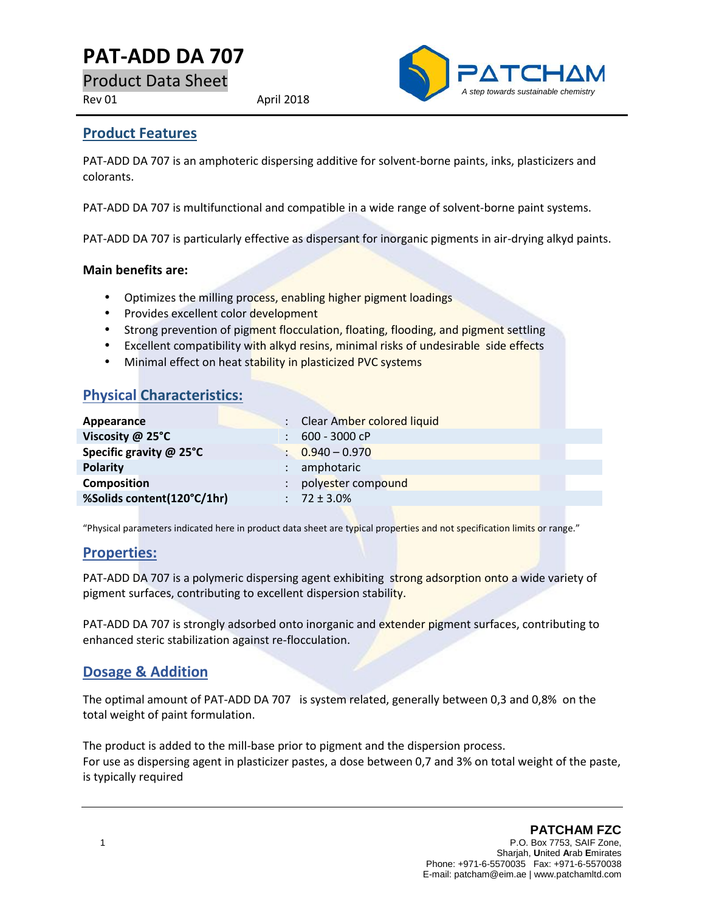# PAT-ADD DA 707

Product Data Sheet

Rev 01 April 2018

PATCHAM
*A step towards sustainable chemistry*

## Product Features

PAT-ADD DA 707 is an amphoteric dispersing additive for solvent-borne paints, inks, plasticizers and colorants.

PAT-ADD DA 707 is multifunctional and compatible in a wide range of solvent-borne paint systems.

PAT-ADD DA 707 is particularly effective as dispersant for inorganic pigments in air-drying alkyd paints.

**Main benefits are:**

- Optimizes the milling process, enabling higher pigment loadings
- Provides excellent color development
- Strong prevention of pigment flocculation, floating, flooding, and pigment settling
- Excellent compatibility with alkyd resins, minimal risks of undesirable side effects
- Minimal effect on heat stability in plasticized PVC systems

## Physical Characteristics:

| | | |
|---|---|---|
| **Appearance** | : | Clear Amber colored liquid |
| **Viscosity @ 25°C** | : | 600 - 3000 cP |
| **Specific gravity @ 25°C** | : | 0.940 – 0.970 |
| **Polarity** | : | amphotaric |
| **Composition** | : | polyester compound |
| **%Solids content(120°C/1hr)** | : | 72 ± 3.0% |

"Physical parameters indicated here in product data sheet are typical properties and not specification limits or range."

## Properties:

PAT-ADD DA 707 is a polymeric dispersing agent exhibiting strong adsorption onto a wide variety of pigment surfaces, contributing to excellent dispersion stability.

PAT-ADD DA 707 is strongly adsorbed onto inorganic and extender pigment surfaces, contributing to enhanced steric stabilization against re-flocculation.

## Dosage & Addition

The optimal amount of PAT-ADD DA 707 is system related, generally between 0,3 and 0,8% on the total weight of paint formulation.

The product is added to the mill-base prior to pigment and the dispersion process.
For use as dispersing agent in plasticizer pastes, a dose between 0,7 and 3% on total weight of the paste, is typically required

**PATCHAM FZC**
P.O. Box 7753, SAIF Zone,
Sharjah, **U**nited **A**rab **E**mirates
Phone: +971-6-5570035 Fax: +971-6-5570038
E-mail: patcham@eim.ae | www.patchamltd.com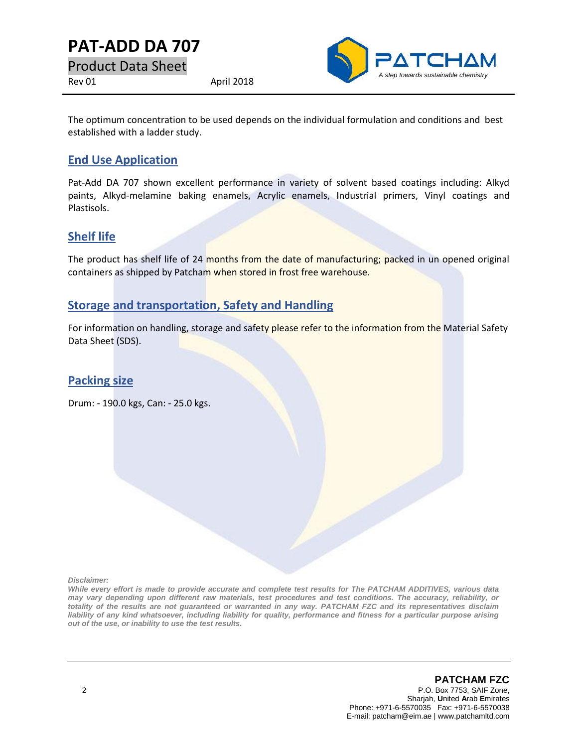The optimum concentration to be used depends on the individual formulation and conditions and best established with a ladder study.

## End Use Application

Pat-Add DA 707 shown excellent performance in variety of solvent based coatings including: Alkyd paints, Alkyd-melamine baking enamels, Acrylic enamels, Industrial primers, Vinyl coatings and Plastisols.

## Shelf life

The product has shelf life of 24 months from the date of manufacturing; packed in un opened original containers as shipped by Patcham when stored in frost free warehouse.

## Storage and transportation, Safety and Handling

For information on handling, storage and safety please refer to the information from the Material Safety Data Sheet (SDS).

## Packing size

Drum: - 190.0 kgs, Can: - 25.0 kgs.

***Disclaimer:***

***While every effort is made to provide accurate and complete test results for The PATCHAM ADDITIVES, various data may vary depending upon different raw materials, test procedures and test conditions. The accuracy, reliability, or totality of the results are not guaranteed or warranted in any way. PATCHAM FZC and its representatives disclaim liability of any kind whatsoever, including liability for quality, performance and fitness for a particular purpose arising out of the use, or inability to use the test results.***

**PATCHAM FZC**
P.O. Box 7753, SAIF Zone,
Sharjah, **U**nited **A**rab **E**mirates
Phone: +971-6-5570035 Fax: +971-6-5570038
E-mail: patcham@eim.ae | www.patchamltd.com